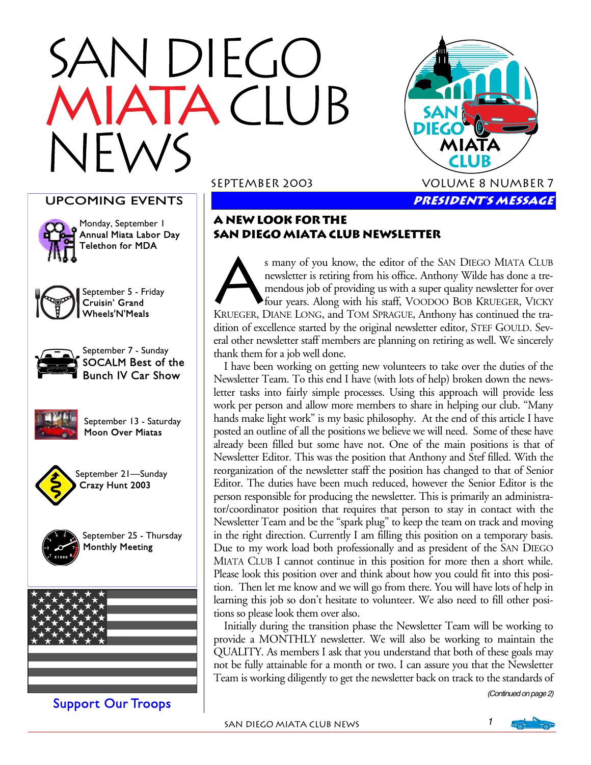# SAN DIEGO MIATA CLUB NEWS

SEPTEMBER 2003 VOLUME 8 NUMBER 7

## UPCOMING EVENTS

Monday, September 1
**Annual Miata Labor Day Telethon for MDA**

September 5 - Friday
**Cruisin' Grand Wheels'N'Meals**

September 7 - Sunday
**SOCALM Best of the Bunch IV Car Show**

September 13 - Saturday
**Moon Over Miatas**

September 21—Sunday
**Crazy Hunt 2003**

September 25 - Thursday
**Monthly Meeting**

**Support Our Troops**

## *PRESIDENT'S MESSAGE*

### A NEW LOOK FOR THE SAN DIEGO MIATA CLUB NEWSLETTER

As many of you know, the editor of the SAN DIEGO MIATA CLUB newsletter is retiring from his office. Anthony Wilde has done a tremendous job of providing us with a super quality newsletter for over four years. Along with his staff, VOODOO BOB KRUEGER, VICKY KRUEGER, DIANE LONG, and TOM SPRAGUE, Anthony has continued the tradition of excellence started by the original newsletter editor, STEF GOULD. Several other newsletter staff members are planning on retiring as well. We sincerely thank them for a job well done.

I have been working on getting new volunteers to take over the duties of the Newsletter Team. To this end I have (with lots of help) broken down the newsletter tasks into fairly simple processes. Using this approach will provide less work per person and allow more members to share in helping our club. "Many hands make light work" is my basic philosophy. At the end of this article I have posted an outline of all the positions we believe we will need. Some of these have already been filled but some have not. One of the main positions is that of Newsletter Editor. This was the position that Anthony and Stef filled. With the reorganization of the newsletter staff the position has changed to that of Senior Editor. The duties have been much reduced, however the Senior Editor is the person responsible for producing the newsletter. This is primarily an administrator/coordinator position that requires that person to stay in contact with the Newsletter Team and be the "spark plug" to keep the team on track and moving in the right direction. Currently I am filling this position on a temporary basis. Due to my work load both professionally and as president of the SAN DIEGO MIATA CLUB I cannot continue in this position for more than a short while. Please look this position over and think about how you could fit into this position. Then let me know and we will go from there. You will have lots of help in learning this job so don't hesitate to volunteer. We also need to fill other positions so please look them over also.

Initially during the transition phase the Newsletter Team will be working to provide a MONTHLY newsletter. We will also be working to maintain the QUALITY. As members I ask that you understand that both of these goals may not be fully attainable for a month or two. I can assure you that the Newsletter Team is working diligently to get the newsletter back on track to the standards of

*(Continued on page 2)*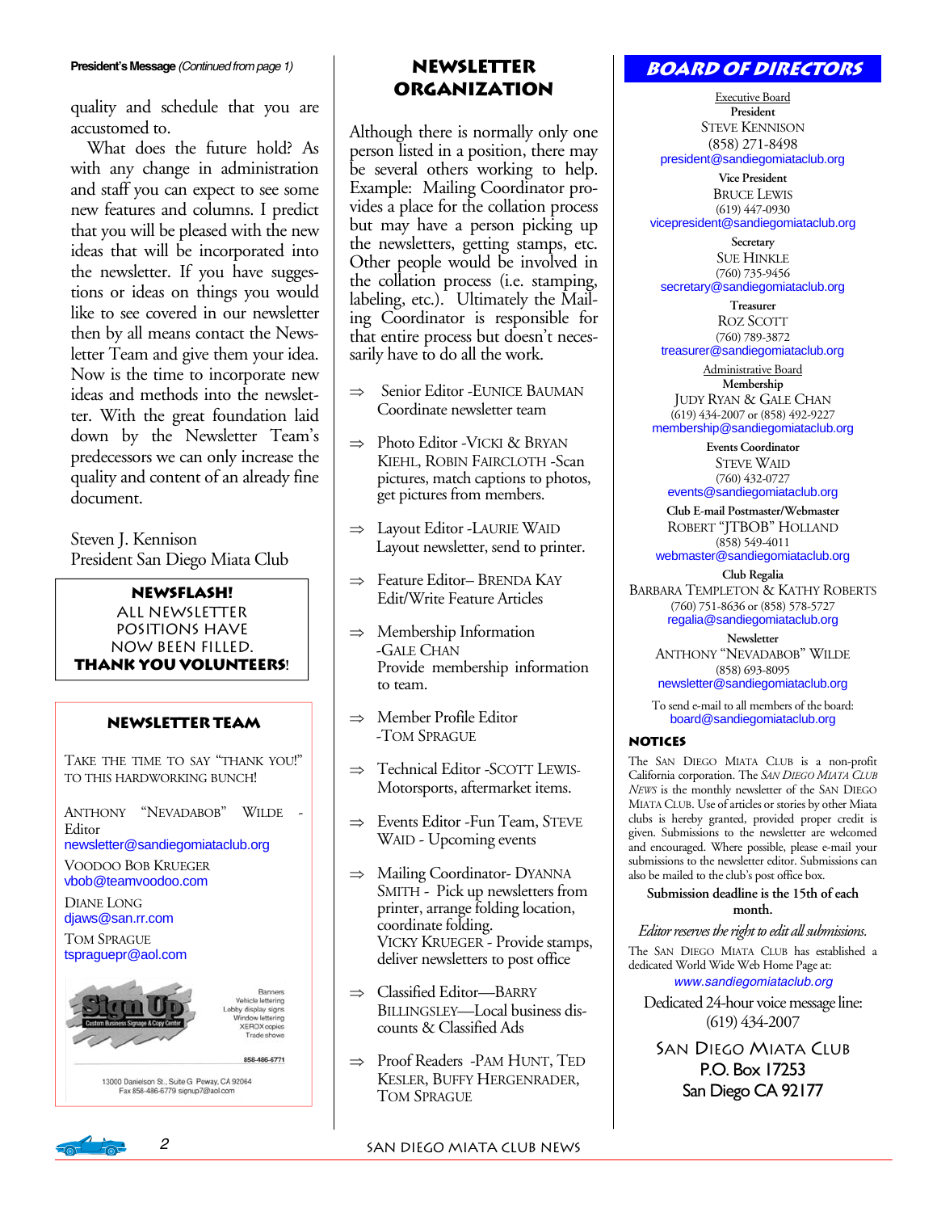**President's Message** *(Continued from page 1)*

quality and schedule that you are accustomed to.

What does the future hold? As with any change in administration and staff you can expect to see some new features and columns. I predict that you will be pleased with the new ideas that will be incorporated into the newsletter. If you have suggestions or ideas on things you would like to see covered in our newsletter then by all means contact the Newsletter Team and give them your idea. Now is the time to incorporate new ideas and methods into the newsletter. With the great foundation laid down by the Newsletter Team's predecessors we can only increase the quality and content of an already fine document.

Steven J. Kennison
President San Diego Miata Club

**NEWSFLASH!**
ALL NEWSLETTER POSITIONS HAVE NOW BEEN FILLED.
**THANK YOU VOLUNTEERS!**

## NEWSLETTER TEAM

TAKE THE TIME TO SAY "THANK YOU!" TO THIS HARDWORKING BUNCH!

ANTHONY "NEVADABOB" WILDE - Editor
newsletter@sandiegomiataclub.org

VOODOO BOB KRUEGER
vbob@teamvoodoo.com

DIANE LONG
djaws@san.rr.com

TOM SPRAGUE
tspraguepr@aol.com

Sign Up — Custom Business Signage & Copy Center
Banners, Vehicle lettering, Lobby display signs, Window lettering, XEROX copies, Trade shows
858-486-6771
13000 Danielson St., Suite G Poway, CA 92064
Fax 858-486-6779 signup7@aol.com

## NEWSLETTER ORGANIZATION

Although there is normally only one person listed in a position, there may be several others working to help. Example: Mailing Coordinator provides a place for the collation process but may have a person picking up the newsletters, getting stamps, etc. Other people would be involved in the collation process (i.e. stamping, labeling, etc.). Ultimately the Mailing Coordinator is responsible for that entire process but doesn't necessarily have to do all the work.

- ⇒ Senior Editor - EUNICE BAUMAN
  Coordinate newsletter team
- ⇒ Photo Editor - VICKI & BRYAN KIEHL, ROBIN FAIRCLOTH - Scan pictures, match captions to photos, get pictures from members.
- ⇒ Layout Editor - LAURIE WAID
  Layout newsletter, send to printer.
- ⇒ Feature Editor– BRENDA KAY
  Edit/Write Feature Articles
- ⇒ Membership Information - GALE CHAN
  Provide membership information to team.
- ⇒ Member Profile Editor - TOM SPRAGUE
- ⇒ Technical Editor - SCOTT LEWIS - Motorsports, aftermarket items.
- ⇒ Events Editor - Fun Team, STEVE WAID - Upcoming events
- ⇒ Mailing Coordinator- DYANNA SMITH - Pick up newsletters from printer, arrange folding location, coordinate folding.
  VICKY KRUEGER - Provide stamps, deliver newsletters to post office
- ⇒ Classified Editor—BARRY BILLINGSLEY—Local business discounts & Classified Ads
- ⇒ Proof Readers - PAM HUNT, TED KESLER, BUFFY HERGENRADER, TOM SPRAGUE

## BOARD OF DIRECTORS

Executive Board

**President**
STEVE KENNISON
(858) 271-8498
president@sandiegomiataclub.org

**Vice President**
BRUCE LEWIS
(619) 447-0930
vicepresident@sandiegomiataclub.org

**Secretary**
SUE HINKLE
(760) 735-9456
secretary@sandiegomiataclub.org

**Treasurer**
ROZ SCOTT
(760) 789-3872
treasurer@sandiegomiataclub.org

Administrative Board

**Membership**
JUDY RYAN & GALE CHAN
(619) 434-2007 or (858) 492-9227
membership@sandiegomiataclub.org

**Events Coordinator**
STEVE WAID
(760) 432-0727
events@sandiegomiataclub.org

**Club E-mail Postmaster/Webmaster**
ROBERT "JTBOB" HOLLAND
(858) 549-4011
webmaster@sandiegomiataclub.org

**Club Regalia**
BARBARA TEMPLETON & KATHY ROBERTS
(760) 751-8636 or (858) 578-5727
regalia@sandiegomiataclub.org

**Newsletter**
ANTHONY "NEVADABOB" WILDE
(858) 693-8095
newsletter@sandiegomiataclub.org

To send e-mail to all members of the board:
board@sandiegomiataclub.org

### NOTICES

The SAN DIEGO MIATA CLUB is a non-profit California corporation. The *SAN DIEGO MIATA CLUB NEWS* is the monthly newsletter of the SAN DIEGO MIATA CLUB. Use of articles or stories by other Miata clubs is hereby granted, provided proper credit is given. Submissions to the newsletter are welcomed and encouraged. Where possible, please e-mail your submissions to the newsletter editor. Submissions can also be mailed to the club's post office box.

**Submission deadline is the 15th of each month.**

*Editor reserves the right to edit all submissions.*

The SAN DIEGO MIATA CLUB has established a dedicated World Wide Web Home Page at:
*www.sandiegomiataclub.org*

Dedicated 24-hour voice message line:
(619) 434-2007

SAN DIEGO MIATA CLUB
**P.O. Box 17253**
**San Diego CA 92177**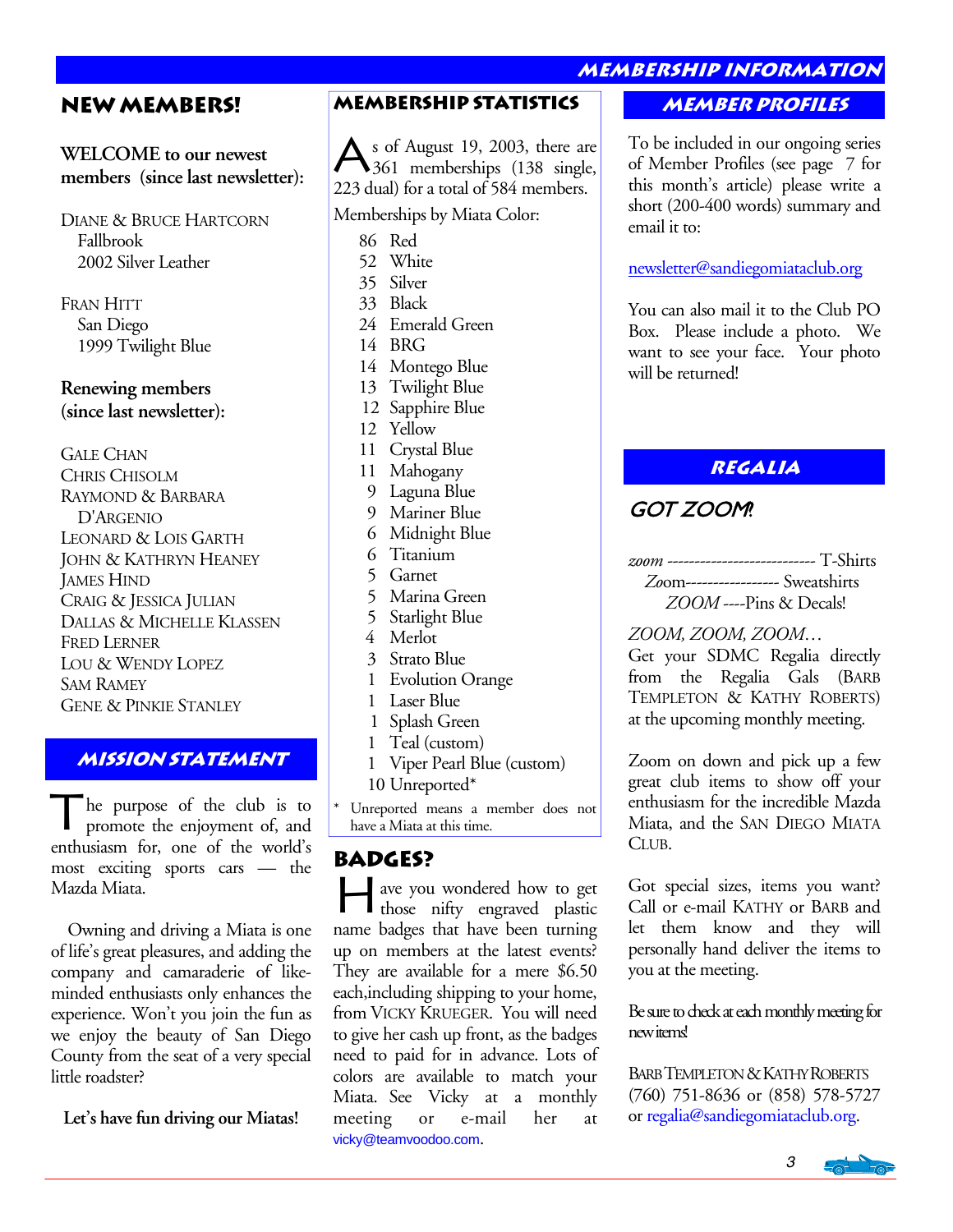# Membership Information

## NEW MEMBERS!

**WELCOME to our newest members (since last newsletter):**

DIANE & BRUCE HARTCORN
Fallbrook
2002 Silver Leather

FRAN HITT
San Diego
1999 Twilight Blue

**Renewing members (since last newsletter):**

GALE CHAN
CHRIS CHISOLM
RAYMOND & BARBARA D'ARGENIO
LEONARD & LOIS GARTH
JOHN & KATHRYN HEANEY
JAMES HIND
CRAIG & JESSICA JULIAN
DALLAS & MICHELLE KLASSEN
FRED LERNER
LOU & WENDY LOPEZ
SAM RAMEY
GENE & PINKIE STANLEY

## MISSION STATEMENT

The purpose of the club is to promote the enjoyment of, and enthusiasm for, one of the world's most exciting sports cars — the Mazda Miata.

Owning and driving a Miata is one of life's great pleasures, and adding the company and camaraderie of like-minded enthusiasts only enhances the experience. Won't you join the fun as we enjoy the beauty of San Diego County from the seat of a very special little roadster?

**Let's have fun driving our Miatas!**

## MEMBERSHIP STATISTICS

As of August 19, 2003, there are 361 memberships (138 single, 223 dual) for a total of 584 members.

Memberships by Miata Color:

86 Red
52 White
35 Silver
33 Black
24 Emerald Green
14 BRG
14 Montego Blue
13 Twilight Blue
12 Sapphire Blue
12 Yellow
11 Crystal Blue
11 Mahogany
9 Laguna Blue
9 Mariner Blue
6 Midnight Blue
6 Titanium
5 Garnet
5 Marina Green
5 Starlight Blue
4 Merlot
3 Strato Blue
1 Evolution Orange
1 Laser Blue
1 Splash Green
1 Teal (custom)
1 Viper Pearl Blue (custom)
10 Unreported*

\* Unreported means a member does not have a Miata at this time.

## BADGES?

Have you wondered how to get those nifty engraved plastic name badges that have been turning up on members at the latest events? They are available for a mere $6.50 each,including shipping to your home, from VICKY KRUEGER. You will need to give her cash up front, as the badges need to paid for in advance. Lots of colors are available to match your Miata. See Vicky at a monthly meeting or e-mail her at vicky@teamvoodoo.com.

## MEMBER PROFILES

To be included in our ongoing series of Member Profiles (see page 7 for this month's article) please write a short (200-400 words) summary and email it to:

newsletter@sandiegomiataclub.org

You can also mail it to the Club PO Box. Please include a photo. We want to see your face. Your photo will be returned!

## REGALIA

### GOT ZOOM?

*zoom* --------------------------- T-Shirts
*Zoom*----------------- Sweatshirts
*ZOOM* ----Pins & Decals!

*ZOOM, ZOOM, ZOOM…*
Get your SDMC Regalia directly from the Regalia Gals (BARB TEMPLETON & KATHY ROBERTS) at the upcoming monthly meeting.

Zoom on down and pick up a few great club items to show off your enthusiasm for the incredible Mazda Miata, and the SAN DIEGO MIATA CLUB.

Got special sizes, items you want? Call or e-mail KATHY or BARB and let them know and they will personally hand deliver the items to you at the meeting.

Be sure to check at each monthly meeting for new items!

BARB TEMPLETON & KATHY ROBERTS
(760) 751-8636 or (858) 578-5727
or regalia@sandiegomiataclub.org.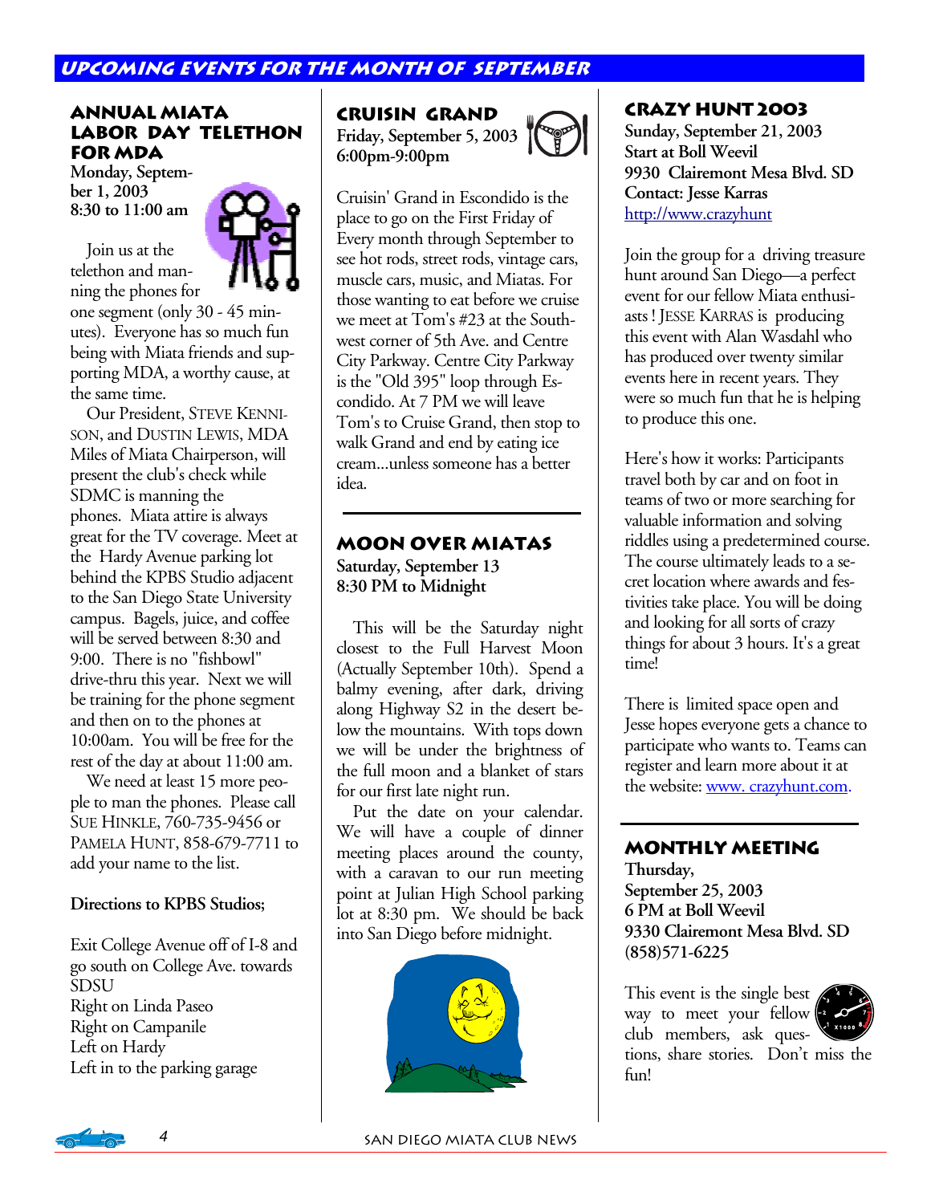# Upcoming Events for the Month of September

## Annual Miata Labor Day Telethon for MDA

**Monday, September 1, 2003**
**8:30 to 11:00 am**

Join us at the telethon and manning the phones for one segment (only 30 - 45 minutes). Everyone has so much fun being with Miata friends and supporting MDA, a worthy cause, at the same time.

Our President, Steve Kennison, and Dustin Lewis, MDA Miles of Miata Chairperson, will present the club's check while SDMC is manning the phones. Miata attire is always great for the TV coverage. Meet at the Hardy Avenue parking lot behind the KPBS Studio adjacent to the San Diego State University campus. Bagels, juice, and coffee will be served between 8:30 and 9:00. There is no "fishbowl" drive-thru this year. Next we will be training for the phone segment and then on to the phones at 10:00am. You will be free for the rest of the day at about 11:00 am.

We need at least 15 more people to man the phones. Please call Sue Hinkle, 760-735-9456 or Pamela Hunt, 858-679-7711 to add your name to the list.

**Directions to KPBS Studios;**

Exit College Avenue off of I-8 and go south on College Ave. towards SDSU
Right on Linda Paseo
Right on Campanile
Left on Hardy
Left in to the parking garage

## Cruisin Grand

**Friday, September 5, 2003**
**6:00pm-9:00pm**

Cruisin' Grand in Escondido is the place to go on the First Friday of Every month through September to see hot rods, street rods, vintage cars, muscle cars, music, and Miatas. For those wanting to eat before we cruise we meet at Tom's #23 at the Southwest corner of 5th Ave. and Centre City Parkway. Centre City Parkway is the "Old 395" loop through Escondido. At 7 PM we will leave Tom's to Cruise Grand, then stop to walk Grand and end by eating ice cream...unless someone has a better idea.

## Moon Over Miatas

**Saturday, September 13**
**8:30 PM to Midnight**

This will be the Saturday night closest to the Full Harvest Moon (Actually September 10th). Spend a balmy evening, after dark, driving along Highway S2 in the desert below the mountains. With tops down we will be under the brightness of the full moon and a blanket of stars for our first late night run.

Put the date on your calendar. We will have a couple of dinner meeting places around the county, with a caravan to our run meeting point at Julian High School parking lot at 8:30 pm. We should be back into San Diego before midnight.

## Crazy Hunt 2003

**Sunday, September 21, 2003**
**Start at Boll Weevil**
**9930 Clairemont Mesa Blvd. SD**
**Contact: Jesse Karras**
http://www.crazyhunt

Join the group for a driving treasure hunt around San Diego—a perfect event for our fellow Miata enthusiasts ! Jesse Karras is producing this event with Alan Wasdahl who has produced over twenty similar events here in recent years. They were so much fun that he is helping to produce this one.

Here's how it works: Participants travel both by car and on foot in teams of two or more searching for valuable information and solving riddles using a predetermined course. The course ultimately leads to a secret location where awards and festivities take place. You will be doing and looking for all sorts of crazy things for about 3 hours. It's a great time!

There is limited space open and Jesse hopes everyone gets a chance to participate who wants to. Teams can register and learn more about it at the website: www. crazyhunt.com.

## Monthly Meeting

**Thursday,**
**September 25, 2003**
**6 PM at Boll Weevil**
**9330 Clairemont Mesa Blvd. SD**
**(858)571-6225**

This event is the single best way to meet your fellow club members, ask questions, share stories. Don't miss the fun!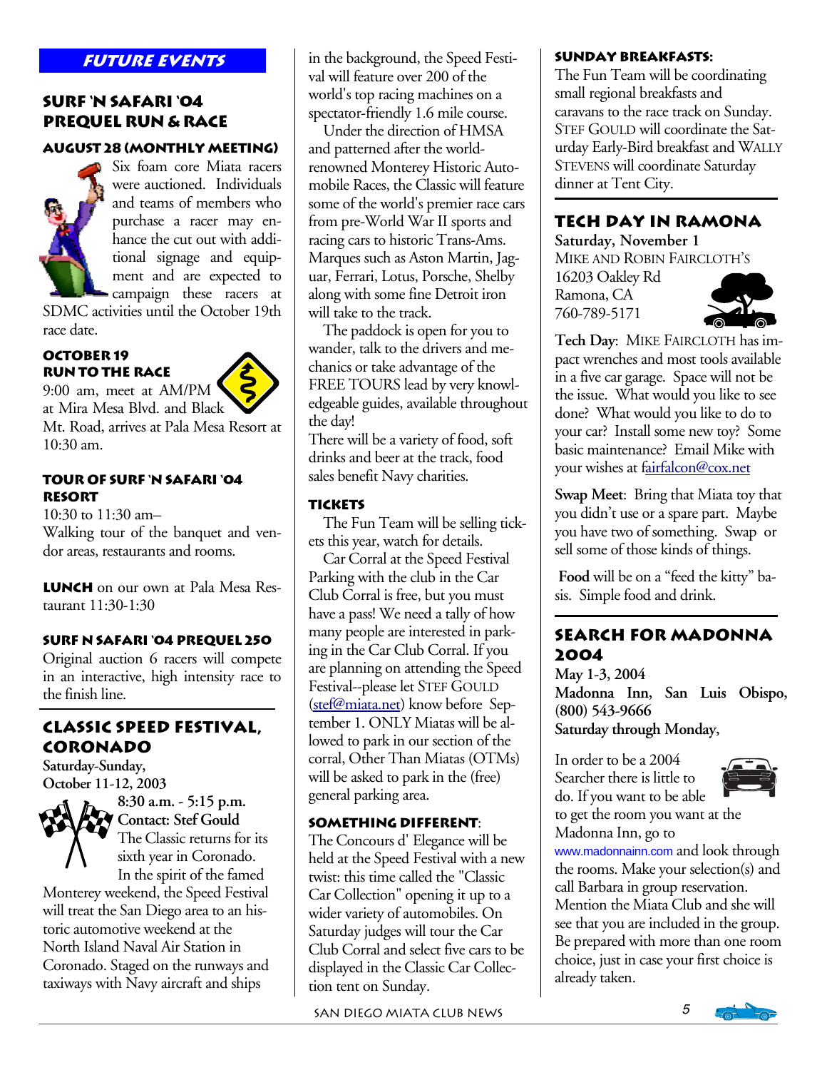# Future Events

## Surf 'N Safari '04 Prequel Run & Race

### August 28 (Monthly Meeting)

Six foam core Miata racers were auctioned. Individuals and teams of members who purchase a racer may enhance the cut out with additional signage and equipment and are expected to campaign these racers at SDMC activities until the October 19th race date.

### October 19 Run to the Race

9:00 am, meet at AM/PM at Mira Mesa Blvd. and Black Mt. Road, arrives at Pala Mesa Resort at 10:30 am.

### Tour of Surf 'N Safari '04 Resort

10:30 to 11:30 am–
Walking tour of the banquet and vendor areas, restaurants and rooms.

**Lunch** on our own at Pala Mesa Restaurant 11:30-1:30

### Surf N Safari '04 Prequel 250

Original auction 6 racers will compete in an interactive, high intensity race to the finish line.

## Classic Speed Festival, Coronado

**Saturday-Sunday, October 11-12, 2003**
**8:30 a.m. - 5:15 p.m.**
**Contact: Stef Gould**

The Classic returns for its sixth year in Coronado. In the spirit of the famed Monterey weekend, the Speed Festival will treat the San Diego area to an historic automotive weekend at the North Island Naval Air Station in Coronado. Staged on the runways and taxiways with Navy aircraft and ships in the background, the Speed Festival will feature over 200 of the world's top racing machines on a spectator-friendly 1.6 mile course.

Under the direction of HMSA and patterned after the world-renowned Monterey Historic Automobile Races, the Classic will feature some of the world's premier race cars from pre-World War II sports and racing cars to historic Trans-Ams. Marques such as Aston Martin, Jaguar, Ferrari, Lotus, Porsche, Shelby along with some fine Detroit iron will take to the track.

The paddock is open for you to wander, talk to the drivers and mechanics or take advantage of the FREE TOURS lead by very knowledgeable guides, available throughout the day!

There will be a variety of food, soft drinks and beer at the track, food sales benefit Navy charities.

### Tickets

The Fun Team will be selling tickets this year, watch for details.

Car Corral at the Speed Festival Parking with the club in the Car Club Corral is free, but you must have a pass! We need a tally of how many people are interested in parking in the Car Club Corral. If you are planning on attending the Speed Festival--please let Stef Gould (stef@miata.net) know before September 1. ONLY Miatas will be allowed to park in our section of the corral, Other Than Miatas (OTMs) will be asked to park in the (free) general parking area.

### Something Different:

The Concours d' Elegance will be held at the Speed Festival with a new twist: this time called the "Classic Car Collection" opening it up to a wider variety of automobiles. On Saturday judges will tour the Car Club Corral and select five cars to be displayed in the Classic Car Collection tent on Sunday.

### Sunday Breakfasts:

The Fun Team will be coordinating small regional breakfasts and caravans to the race track on Sunday. Stef Gould will coordinate the Saturday Early-Bird breakfast and Wally Stevens will coordinate Saturday dinner at Tent City.

## Tech Day in Ramona

**Saturday, November 1**
Mike and Robin Faircloth's
16203 Oakley Rd
Ramona, CA
760-789-5171

**Tech Day**: Mike Faircloth has impact wrenches and most tools available in a five car garage. Space will not be the issue. What would you like to see done? What would you like to do to your car? Install some new toy? Some basic maintenance? Email Mike with your wishes at fairfalcon@cox.net

**Swap Meet**: Bring that Miata toy that you didn't use or a spare part. Maybe you have two of something. Swap or sell some of those kinds of things.

**Food** will be on a "feed the kitty" basis. Simple food and drink.

## Search for Madonna 2004

**May 1-3, 2004**
**Madonna Inn, San Luis Obispo, (800) 543-9666**
**Saturday through Monday,**

In order to be a 2004 Searcher there is little to do. If you want to be able to get the room you want at the Madonna Inn, go to www.madonnainn.com and look through the rooms. Make your selection(s) and call Barbara in group reservation. Mention the Miata Club and she will see that you are included in the group. Be prepared with more than one room choice, just in case your first choice is already taken.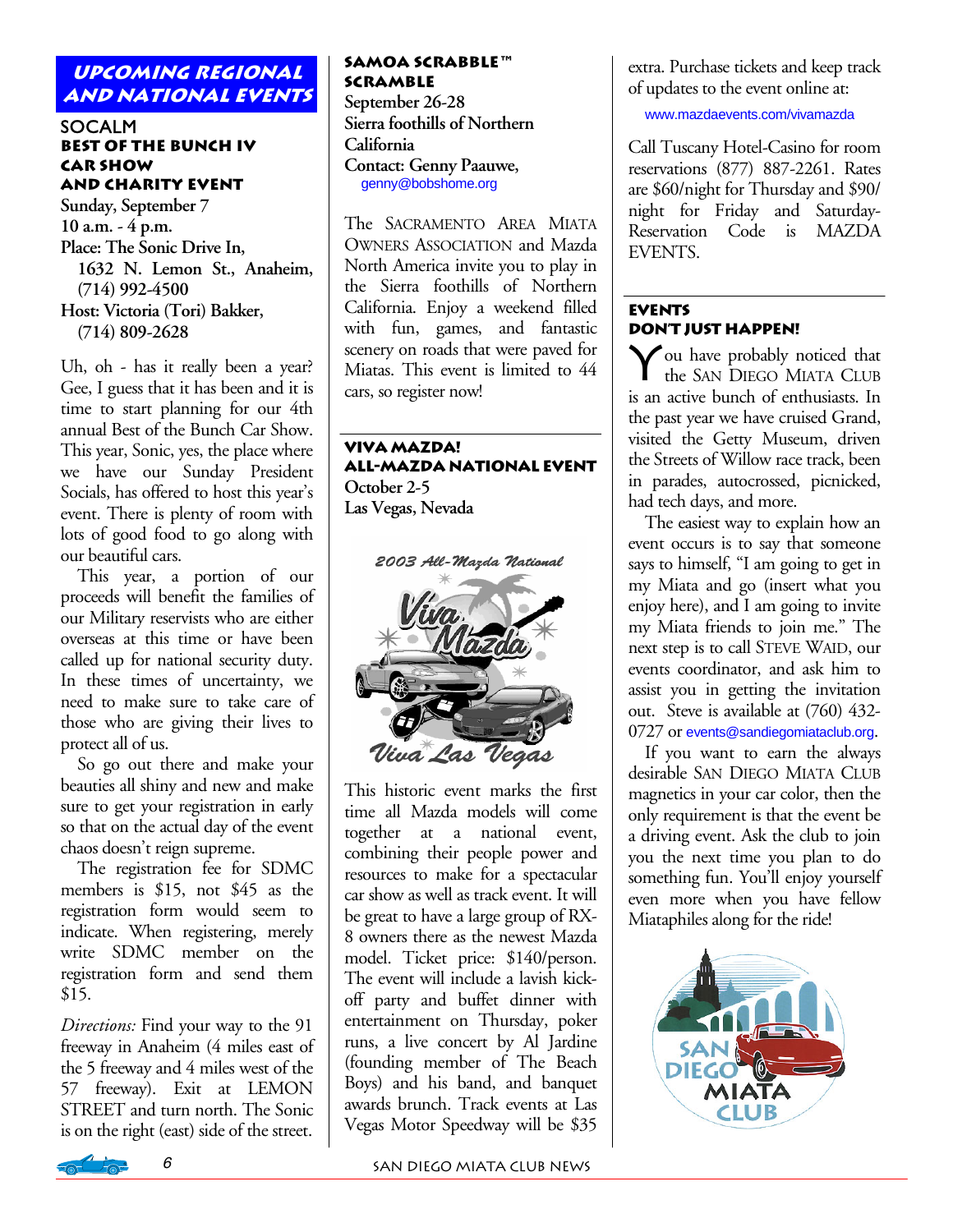## Upcoming Regional and National Events

### SOCALM
### Best of the Bunch IV Car Show and Charity Event

**Sunday, September 7**
**10 a.m. - 4 p.m.**
**Place: The Sonic Drive In, 1632 N. Lemon St., Anaheim, (714) 992-4500**
**Host: Victoria (Tori) Bakker, (714) 809-2628**

Uh, oh - has it really been a year? Gee, I guess that it has been and it is time to start planning for our 4th annual Best of the Bunch Car Show. This year, Sonic, yes, the place where we have our Sunday President Socials, has offered to host this year's event. There is plenty of room with lots of good food to go along with our beautiful cars.

This year, a portion of our proceeds will benefit the families of our Military reservists who are either overseas at this time or have been called up for national security duty. In these times of uncertainty, we need to make sure to take care of those who are giving their lives to protect all of us.

So go out there and make your beauties all shiny and new and make sure to get your registration in early so that on the actual day of the event chaos doesn't reign supreme.

The registration fee for SDMC members is $15, not $45 as the registration form would seem to indicate. When registering, merely write SDMC member on the registration form and send them $15.

*Directions:* Find your way to the 91 freeway in Anaheim (4 miles east of the 5 freeway and 4 miles west of the 57 freeway). Exit at LEMON STREET and turn north. The Sonic is on the right (east) side of the street.

### Samoa Scrabble™ Scramble

**September 26-28**
**Sierra foothills of Northern California**
**Contact: Genny Paauwe,** genny@bobshome.org

The Sacramento Area Miata Owners Association and Mazda North America invite you to play in the Sierra foothills of Northern California. Enjoy a weekend filled with fun, games, and fantastic scenery on roads that were paved for Miatas. This event is limited to 44 cars, so register now!

### Viva Mazda! All-Mazda National Event

**October 2-5**
**Las Vegas, Nevada**

This historic event marks the first time all Mazda models will come together at a national event, combining their people power and resources to make for a spectacular car show as well as track event. It will be great to have a large group of RX-8 owners there as the newest Mazda model. Ticket price: $140/person. The event will include a lavish kick-off party and buffet dinner with entertainment on Thursday, poker runs, a live concert by Al Jardine (founding member of The Beach Boys) and his band, and banquet awards brunch. Track events at Las Vegas Motor Speedway will be $35 extra. Purchase tickets and keep track of updates to the event online at:

www.mazdaevents.com/vivamazda

Call Tuscany Hotel-Casino for room reservations (877) 887-2261. Rates are $60/night for Thursday and $90/night for Friday and Saturday- Reservation Code is MAZDA EVENTS.

### Events Don't Just Happen!

You have probably noticed that the San Diego Miata Club is an active bunch of enthusiasts. In the past year we have cruised Grand, visited the Getty Museum, driven the Streets of Willow race track, been in parades, autocrossed, picnicked, had tech days, and more.

The easiest way to explain how an event occurs is to say that someone says to himself, "I am going to get in my Miata and go (insert what you enjoy here), and I am going to invite my Miata friends to join me." The next step is to call Steve Waid, our events coordinator, and ask him to assist you in getting the invitation out. Steve is available at (760) 432-0727 or events@sandiegomiataclub.org.

If you want to earn the always desirable San Diego Miata Club magnetics in your car color, then the only requirement is that the event be a driving event. Ask the club to join you the next time you plan to do something fun. You'll enjoy yourself even more when you have fellow Miataphiles along for the ride!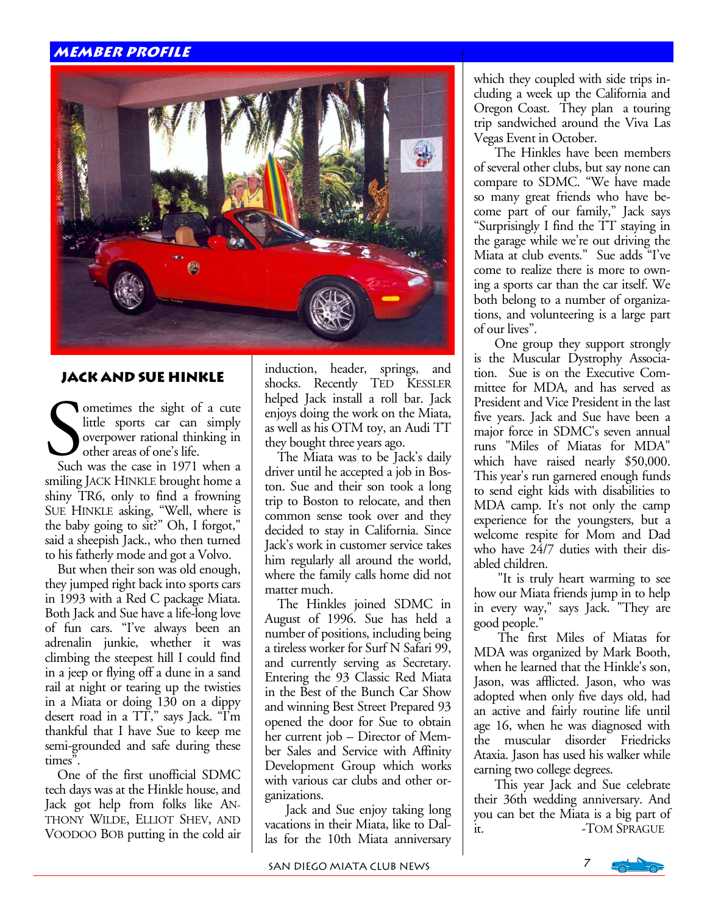## MEMBER PROFILE

### JACK AND SUE HINKLE

Sometimes the sight of a cute little sports car can simply overpower rational thinking in other areas of one's life.

Such was the case in 1971 when a smiling JACK HINKLE brought home a shiny TR6, only to find a frowning SUE HINKLE asking, "Well, where is the baby going to sit?" Oh, I forgot," said a sheepish Jack., who then turned to his fatherly mode and got a Volvo.

But when their son was old enough, they jumped right back into sports cars in 1993 with a Red C package Miata. Both Jack and Sue have a life-long love of fun cars. "I've always been an adrenalin junkie, whether it was climbing the steepest hill I could find in a jeep or flying off a dune in a sand rail at night or tearing up the twisties in a Miata or doing 130 on a dippy desert road in a TT," says Jack. "I'm thankful that I have Sue to keep me semi-grounded and safe during these times".

One of the first unofficial SDMC tech days was at the Hinkle house, and Jack got help from folks like ANTHONY WILDE, ELLIOT SHEV, AND VOODOO BOB putting in the cold air induction, header, springs, and shocks. Recently TED KESSLER helped Jack install a roll bar. Jack enjoys doing the work on the Miata, as well as his OTM toy, an Audi TT they bought three years ago.

The Miata was to be Jack's daily driver until he accepted a job in Boston. Sue and their son took a long trip to Boston to relocate, and then common sense took over and they decided to stay in California. Since Jack's work in customer service takes him regularly all around the world, where the family calls home did not matter much.

The Hinkles joined SDMC in August of 1996. Sue has held a number of positions, including being a tireless worker for Surf N Safari 99, and currently serving as Secretary. Entering the 93 Classic Red Miata in the Best of the Bunch Car Show and winning Best Street Prepared 93 opened the door for Sue to obtain her current job – Director of Member Sales and Service with Affinity Development Group which works with various car clubs and other organizations.

Jack and Sue enjoy taking long vacations in their Miata, like to Dallas for the 10th Miata anniversary which they coupled with side trips including a week up the California and Oregon Coast. They plan a touring trip sandwiched around the Viva Las Vegas Event in October.

The Hinkles have been members of several other clubs, but say none can compare to SDMC. "We have made so many great friends who have become part of our family," Jack says "Surprisingly I find the TT staying in the garage while we're out driving the Miata at club events." Sue adds "I've come to realize there is more to owning a sports car than the car itself. We both belong to a number of organizations, and volunteering is a large part of our lives".

One group they support strongly is the Muscular Dystrophy Association. Sue is on the Executive Committee for MDA, and has served as President and Vice President in the last five years. Jack and Sue have been a major force in SDMC's seven annual runs "Miles of Miatas for MDA" which have raised nearly $50,000. This year's run garnered enough funds to send eight kids with disabilities to MDA camp. It's not only the camp experience for the youngsters, but a welcome respite for Mom and Dad who have 24/7 duties with their disabled children.

"It is truly heart warming to see how our Miata friends jump in to help in every way," says Jack. "They are good people."

The first Miles of Miatas for MDA was organized by Mark Booth, when he learned that the Hinkle's son, Jason, was afflicted. Jason, who was adopted when only five days old, had an active and fairly routine life until age 16, when he was diagnosed with the muscular disorder Friedricks Ataxia. Jason has used his walker while earning two college degrees.

This year Jack and Sue celebrate their 36th wedding anniversary. And you can bet the Miata is a big part of it.

-TOM SPRAGUE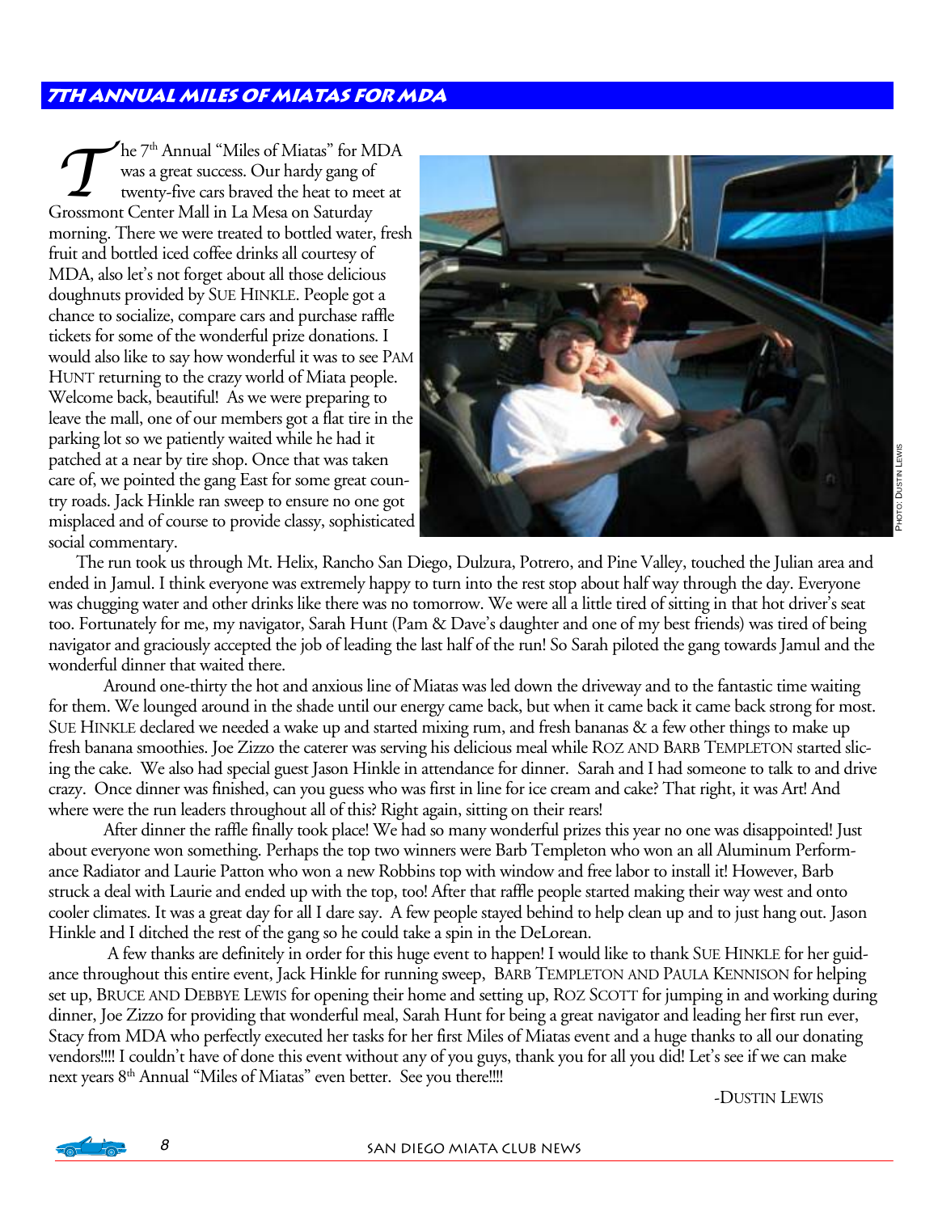## 7th Annual Miles of Miatas for MDA

The 7th Annual "Miles of Miatas" for MDA was a great success. Our hardy gang of twenty-five cars braved the heat to meet at Grossmont Center Mall in La Mesa on Saturday morning. There we were treated to bottled water, fresh fruit and bottled iced coffee drinks all courtesy of MDA, also let's not forget about all those delicious doughnuts provided by Sue Hinkle. People got a chance to socialize, compare cars and purchase raffle tickets for some of the wonderful prize donations. I would also like to say how wonderful it was to see Pam Hunt returning to the crazy world of Miata people. Welcome back, beautiful! As we were preparing to leave the mall, one of our members got a flat tire in the parking lot so we patiently waited while he had it patched at a near by tire shop. Once that was taken care of, we pointed the gang East for some great country roads. Jack Hinkle ran sweep to ensure no one got misplaced and of course to provide classy, sophisticated social commentary.

Photo: Dustin Lewis

The run took us through Mt. Helix, Rancho San Diego, Dulzura, Potrero, and Pine Valley, touched the Julian area and ended in Jamul. I think everyone was extremely happy to turn into the rest stop about half way through the day. Everyone was chugging water and other drinks like there was no tomorrow. We were all a little tired of sitting in that hot driver's seat too. Fortunately for me, my navigator, Sarah Hunt (Pam & Dave's daughter and one of my best friends) was tired of being navigator and graciously accepted the job of leading the last half of the run! So Sarah piloted the gang towards Jamul and the wonderful dinner that waited there.

Around one-thirty the hot and anxious line of Miatas was led down the driveway and to the fantastic time waiting for them. We lounged around in the shade until our energy came back, but when it came back it came back strong for most. Sue Hinkle declared we needed a wake up and started mixing rum, and fresh bananas & a few other things to make up fresh banana smoothies. Joe Zizzo the caterer was serving his delicious meal while Roz and Barb Templeton started slicing the cake. We also had special guest Jason Hinkle in attendance for dinner. Sarah and I had someone to talk to and drive crazy. Once dinner was finished, can you guess who was first in line for ice cream and cake? That right, it was Art! And where were the run leaders throughout all of this? Right again, sitting on their rears!

After dinner the raffle finally took place! We had so many wonderful prizes this year no one was disappointed! Just about everyone won something. Perhaps the top two winners were Barb Templeton who won an all Aluminum Performance Radiator and Laurie Patton who won a new Robbins top with window and free labor to install it! However, Barb struck a deal with Laurie and ended up with the top, too! After that raffle people started making their way west and onto cooler climates. It was a great day for all I dare say. A few people stayed behind to help clean up and to just hang out. Jason Hinkle and I ditched the rest of the gang so he could take a spin in the DeLorean.

A few thanks are definitely in order for this huge event to happen! I would like to thank Sue Hinkle for her guidance throughout this entire event, Jack Hinkle for running sweep, Barb Templeton and Paula Kennison for helping set up, Bruce and Debbye Lewis for opening their home and setting up, Roz Scott for jumping in and working during dinner, Joe Zizzo for providing that wonderful meal, Sarah Hunt for being a great navigator and leading her first run ever, Stacy from MDA who perfectly executed her tasks for her first Miles of Miatas event and a huge thanks to all our donating vendors!!!! I couldn't have of done this event without any of you guys, thank you for all you did! Let's see if we can make next years 8th Annual "Miles of Miatas" even better. See you there!!!!

-Dustin Lewis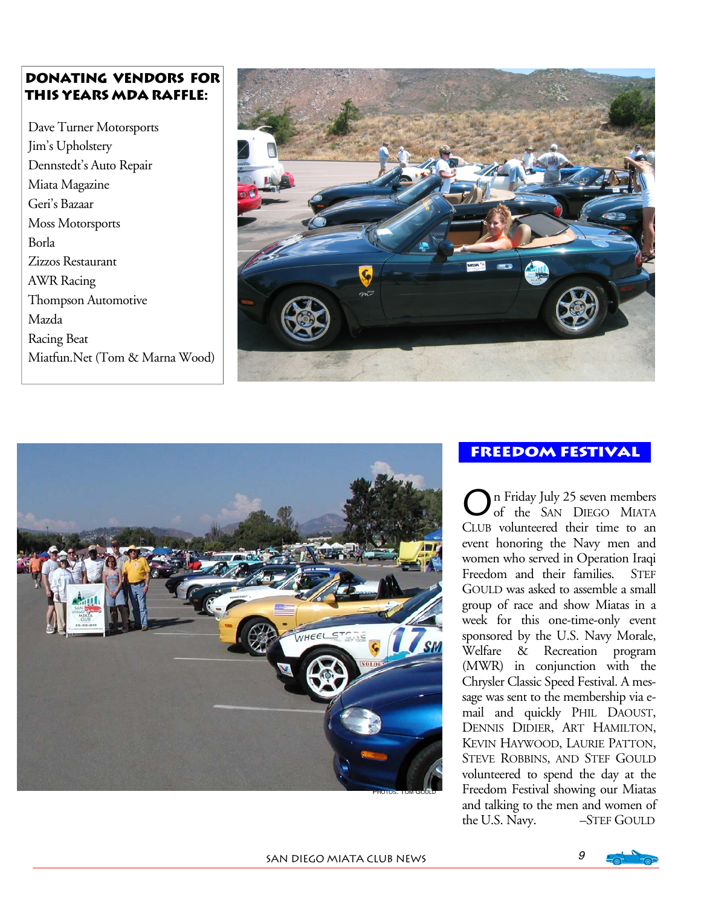## Donating Vendors for This Years MDA Raffle:

Dave Turner Motorsports
Jim's Upholstery
Dennstedt's Auto Repair
Miata Magazine
Geri's Bazaar
Moss Motorsports
Borla
Zizzos Restaurant
AWR Racing
Thompson Automotive
Mazda
Racing Beat
Miatfun.Net (Tom & Marna Wood)

PHOTOS: TOM GOULD

## Freedom Festival

On Friday July 25 seven members of the San Diego Miata Club volunteered their time to an event honoring the Navy men and women who served in Operation Iraqi Freedom and their families. Stef Gould was asked to assemble a small group of race and show Miatas in a week for this one-time-only event sponsored by the U.S. Navy Morale, Welfare & Recreation program (MWR) in conjunction with the Chrysler Classic Speed Festival. A message was sent to the membership via e-mail and quickly Phil Daoust, Dennis Didier, Art Hamilton, Kevin Haywood, Laurie Patton, Steve Robbins, and Stef Gould volunteered to spend the day at the Freedom Festival showing our Miatas and talking to the men and women of the U.S. Navy. –Stef Gould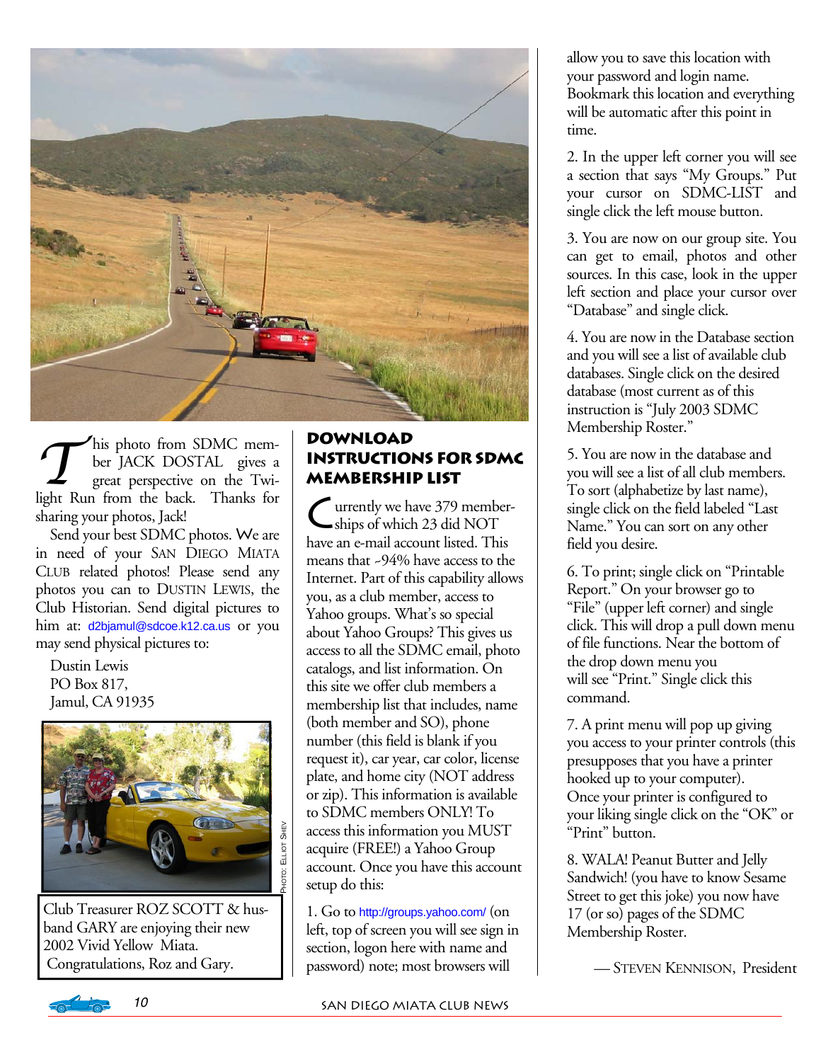This photo from SDMC member JACK DOSTAL gives a great perspective on the Twilight Run from the back. Thanks for sharing your photos, Jack!

Send your best SDMC photos. We are in need of your SAN DIEGO MIATA CLUB related photos! Please send any photos you can to DUSTIN LEWIS, the Club Historian. Send digital pictures to him at: d2bjamul@sdcoe.k12.ca.us or you may send physical pictures to:

Dustin Lewis
PO Box 817,
Jamul, CA 91935

PHOTO: ELLIOT SHEV

Club Treasurer ROZ SCOTT & husband GARY are enjoying their new 2002 Vivid Yellow Miata. Congratulations, Roz and Gary.

## Download Instructions for SDMC Membership List

Currently we have 379 memberships of which 23 did NOT have an e-mail account listed. This means that ~94% have access to the Internet. Part of this capability allows you, as a club member, access to Yahoo groups. What's so special about Yahoo Groups? This gives us access to all the SDMC email, photo catalogs, and list information. On this site we offer club members a membership list that includes, name (both member and SO), phone number (this field is blank if you request it), car year, car color, license plate, and home city (NOT address or zip). This information is available to SDMC members ONLY! To access this information you MUST acquire (FREE!) a Yahoo Group account. Once you have this account setup do this:

1. Go to http://groups.yahoo.com/ (on left, top of screen you will see sign in section, logon here with name and password) note; most browsers will allow you to save this location with your password and login name. Bookmark this location and everything will be automatic after this point in time.

2. In the upper left corner you will see a section that says "My Groups." Put your cursor on SDMC-LIST and single click the left mouse button.

3. You are now on our group site. You can get to email, photos and other sources. In this case, look in the upper left section and place your cursor over "Database" and single click.

4. You are now in the Database section and you will see a list of available club databases. Single click on the desired database (most current as of this instruction is "July 2003 SDMC Membership Roster."

5. You are now in the database and you will see a list of all club members. To sort (alphabetize by last name), single click on the field labeled "Last Name." You can sort on any other field you desire.

6. To print; single click on "Printable Report." On your browser go to "File" (upper left corner) and single click. This will drop a pull down menu of file functions. Near the bottom of the drop down menu you will see "Print." Single click this command.

7. A print menu will pop up giving you access to your printer controls (this presupposes that you have a printer hooked up to your computer). Once your printer is configured to your liking single click on the "OK" or "Print" button.

8. WALA! Peanut Butter and Jelly Sandwich! (you have to know Sesame Street to get this joke) you now have 17 (or so) pages of the SDMC Membership Roster.

— STEVEN KENNISON, President